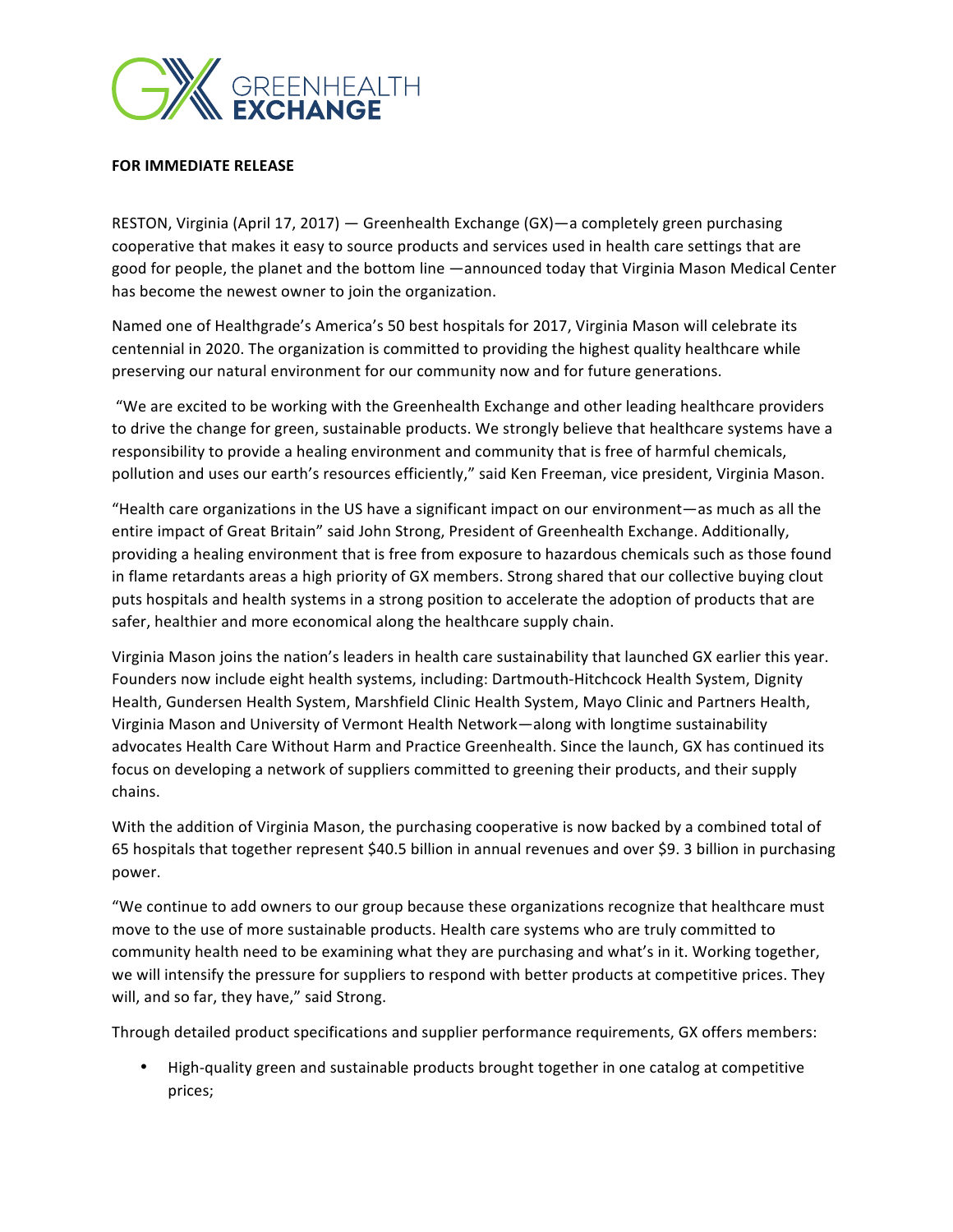GREENHEALTH EXCHANGE

**FOR IMMEDIATE RELEASE**

RESTON, Virginia (April 17, 2017) — Greenhealth Exchange (GX)—a completely green purchasing cooperative that makes it easy to source products and services used in health care settings that are good for people, the planet and the bottom line —announced today that Virginia Mason Medical Center has become the newest owner to join the organization.

Named one of Healthgrade's America's 50 best hospitals for 2017, Virginia Mason will celebrate its centennial in 2020. The organization is committed to providing the highest quality healthcare while preserving our natural environment for our community now and for future generations.

"We are excited to be working with the Greenhealth Exchange and other leading healthcare providers to drive the change for green, sustainable products. We strongly believe that healthcare systems have a responsibility to provide a healing environment and community that is free of harmful chemicals, pollution and uses our earth's resources efficiently," said Ken Freeman, vice president, Virginia Mason.

"Health care organizations in the US have a significant impact on our environment—as much as all the entire impact of Great Britain" said John Strong, President of Greenhealth Exchange. Additionally, providing a healing environment that is free from exposure to hazardous chemicals such as those found in flame retardants areas a high priority of GX members. Strong shared that our collective buying clout puts hospitals and health systems in a strong position to accelerate the adoption of products that are safer, healthier and more economical along the healthcare supply chain.

Virginia Mason joins the nation's leaders in health care sustainability that launched GX earlier this year. Founders now include eight health systems, including: Dartmouth-Hitchcock Health System, Dignity Health, Gundersen Health System, Marshfield Clinic Health System, Mayo Clinic and Partners Health, Virginia Mason and University of Vermont Health Network—along with longtime sustainability advocates Health Care Without Harm and Practice Greenhealth. Since the launch, GX has continued its focus on developing a network of suppliers committed to greening their products, and their supply chains.

With the addition of Virginia Mason, the purchasing cooperative is now backed by a combined total of 65 hospitals that together represent $40.5 billion in annual revenues and over $9. 3 billion in purchasing power.

"We continue to add owners to our group because these organizations recognize that healthcare must move to the use of more sustainable products. Health care systems who are truly committed to community health need to be examining what they are purchasing and what's in it. Working together, we will intensify the pressure for suppliers to respond with better products at competitive prices. They will, and so far, they have," said Strong.

Through detailed product specifications and supplier performance requirements, GX offers members:

- High-quality green and sustainable products brought together in one catalog at competitive prices;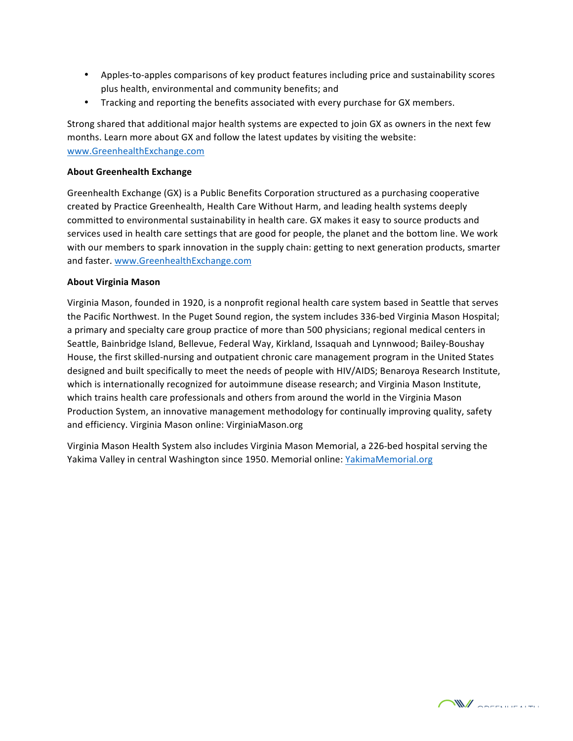- Apples-to-apples comparisons of key product features including price and sustainability scores plus health, environmental and community benefits; and
- Tracking and reporting the benefits associated with every purchase for GX members.

Strong shared that additional major health systems are expected to join GX as owners in the next few months. Learn more about GX and follow the latest updates by visiting the website: www.GreenhealthExchange.com

**About Greenhealth Exchange**

Greenhealth Exchange (GX) is a Public Benefits Corporation structured as a purchasing cooperative created by Practice Greenhealth, Health Care Without Harm, and leading health systems deeply committed to environmental sustainability in health care. GX makes it easy to source products and services used in health care settings that are good for people, the planet and the bottom line. We work with our members to spark innovation in the supply chain: getting to next generation products, smarter and faster. www.GreenhealthExchange.com

**About Virginia Mason**

Virginia Mason, founded in 1920, is a nonprofit regional health care system based in Seattle that serves the Pacific Northwest. In the Puget Sound region, the system includes 336-bed Virginia Mason Hospital; a primary and specialty care group practice of more than 500 physicians; regional medical centers in Seattle, Bainbridge Island, Bellevue, Federal Way, Kirkland, Issaquah and Lynnwood; Bailey-Boushay House, the first skilled-nursing and outpatient chronic care management program in the United States designed and built specifically to meet the needs of people with HIV/AIDS; Benaroya Research Institute, which is internationally recognized for autoimmune disease research; and Virginia Mason Institute, which trains health care professionals and others from around the world in the Virginia Mason Production System, an innovative management methodology for continually improving quality, safety and efficiency. Virginia Mason online: VirginiaMason.org

Virginia Mason Health System also includes Virginia Mason Memorial, a 226-bed hospital serving the Yakima Valley in central Washington since 1950. Memorial online: YakimaMemorial.org